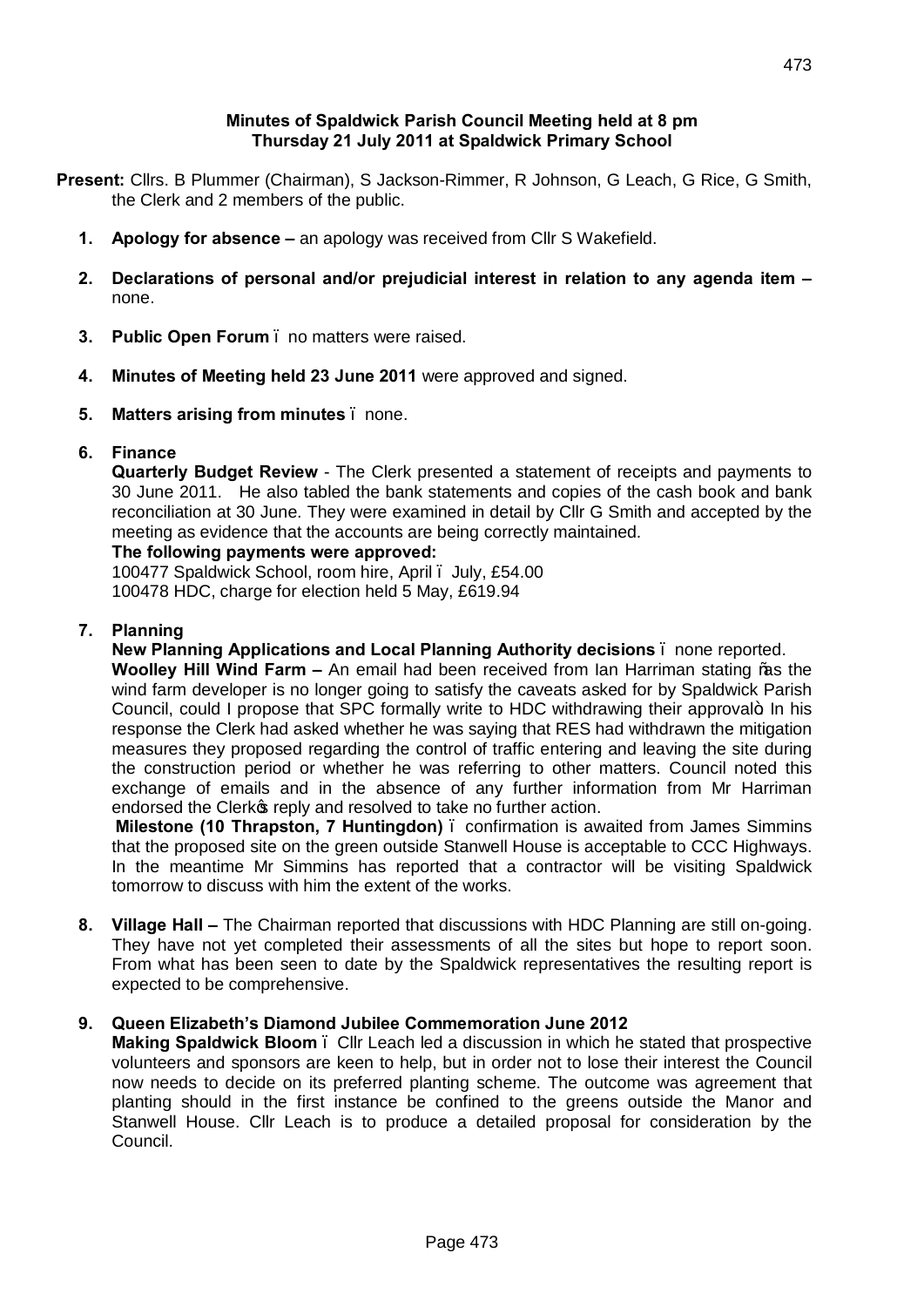**Minutes of Spaldwick Parish Council Meeting held at 8 pm**
**Thursday 21 July 2011 at Spaldwick Primary School**

**Present:** Cllrs. B Plummer (Chairman), S Jackson-Rimmer, R Johnson, G Leach, G Rice, G Smith, the Clerk and 2 members of the public.

1. **Apology for absence –** an apology was received from Cllr S Wakefield.

2. **Declarations of personal and/or prejudicial interest in relation to any agenda item –** none.

3. **Public Open Forum** – no matters were raised.

4. **Minutes of Meeting held 23 June 2011** were approved and signed.

5. **Matters arising from minutes** – none.

6. **Finance**
   **Quarterly Budget Review** - The Clerk presented a statement of receipts and payments to 30 June 2011. He also tabled the bank statements and copies of the cash book and bank reconciliation at 30 June. They were examined in detail by Cllr G Smith and accepted by the meeting as evidence that the accounts are being correctly maintained.
   **The following payments were approved:**
   100477 Spaldwick School, room hire, April – July, £54.00
   100478 HDC, charge for election held 5 May, £619.94

7. **Planning**
   **New Planning Applications and Local Planning Authority decisions** – none reported.
   **Woolley Hill Wind Farm –** An email had been received from Ian Harriman stating "as the wind farm developer is no longer going to satisfy the caveats asked for by Spaldwick Parish Council, could I propose that SPC formally write to HDC withdrawing their approval". In his response the Clerk had asked whether he was saying that RES had withdrawn the mitigation measures they proposed regarding the control of traffic entering and leaving the site during the construction period or whether he was referring to other matters. Council noted this exchange of emails and in the absence of any further information from Mr Harriman endorsed the Clerk's reply and resolved to take no further action.
   **Milestone (10 Thrapston, 7 Huntingdon)** – confirmation is awaited from James Simmins that the proposed site on the green outside Stanwell House is acceptable to CCC Highways. In the meantime Mr Simmins has reported that a contractor will be visiting Spaldwick tomorrow to discuss with him the extent of the works.

8. **Village Hall –** The Chairman reported that discussions with HDC Planning are still on-going. They have not yet completed their assessments of all the sites but hope to report soon. From what has been seen to date by the Spaldwick representatives the resulting report is expected to be comprehensive.

9. **Queen Elizabeth's Diamond Jubilee Commemoration June 2012**
   **Making Spaldwick Bloom** – Cllr Leach led a discussion in which he stated that prospective volunteers and sponsors are keen to help, but in order not to lose their interest the Council now needs to decide on its preferred planting scheme. The outcome was agreement that planting should in the first instance be confined to the greens outside the Manor and Stanwell House. Cllr Leach is to produce a detailed proposal for consideration by the Council.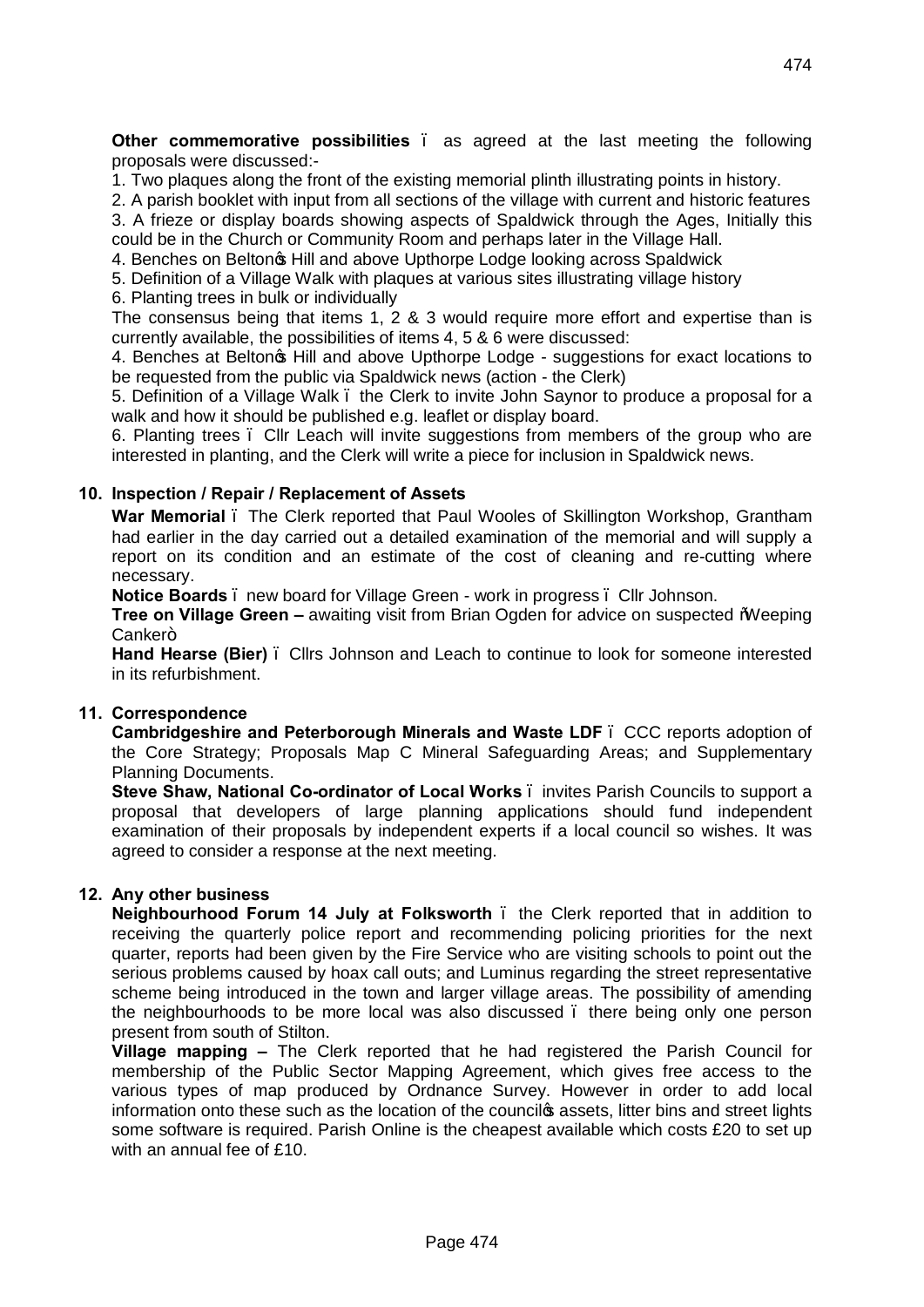**Other commemorative possibilities** – as agreed at the last meeting the following proposals were discussed:-

1. Two plaques along the front of the existing memorial plinth illustrating points in history.
2. A parish booklet with input from all sections of the village with current and historic features
3. A frieze or display boards showing aspects of Spaldwick through the Ages, Initially this could be in the Church or Community Room and perhaps later in the Village Hall.
4. Benches on Belton's Hill and above Upthorpe Lodge looking across Spaldwick
5. Definition of a Village Walk with plaques at various sites illustrating village history
6. Planting trees in bulk or individually

The consensus being that items 1, 2 & 3 would require more effort and expertise than is currently available, the possibilities of items 4, 5 & 6 were discussed:

4. Benches at Belton's Hill and above Upthorpe Lodge - suggestions for exact locations to be requested from the public via Spaldwick news (action - the Clerk)
5. Definition of a Village Walk – the Clerk to invite John Saynor to produce a proposal for a walk and how it should be published e.g. leaflet or display board.
6. Planting trees – Cllr Leach will invite suggestions from members of the group who are interested in planting, and the Clerk will write a piece for inclusion in Spaldwick news.

**10. Inspection / Repair / Replacement of Assets**

**War Memorial** – The Clerk reported that Paul Wooles of Skillington Workshop, Grantham had earlier in the day carried out a detailed examination of the memorial and will supply a report on its condition and an estimate of the cost of cleaning and re-cutting where necessary.

**Notice Boards** – new board for Village Green - work in progress – Cllr Johnson.

**Tree on Village Green –** awaiting visit from Brian Ogden for advice on suspected "Weeping Canker"

**Hand Hearse (Bier)** – Cllrs Johnson and Leach to continue to look for someone interested in its refurbishment.

**11. Correspondence**

**Cambridgeshire and Peterborough Minerals and Waste LDF** – CCC reports adoption of the Core Strategy; Proposals Map C Mineral Safeguarding Areas; and Supplementary Planning Documents.

**Steve Shaw, National Co-ordinator of Local Works** – invites Parish Councils to support a proposal that developers of large planning applications should fund independent examination of their proposals by independent experts if a local council so wishes. It was agreed to consider a response at the next meeting.

**12. Any other business**

**Neighbourhood Forum 14 July at Folksworth** – the Clerk reported that in addition to receiving the quarterly police report and recommending policing priorities for the next quarter, reports had been given by the Fire Service who are visiting schools to point out the serious problems caused by hoax call outs; and Luminus regarding the street representative scheme being introduced in the town and larger village areas. The possibility of amending the neighbourhoods to be more local was also discussed – there being only one person present from south of Stilton.

**Village mapping –** The Clerk reported that he had registered the Parish Council for membership of the Public Sector Mapping Agreement, which gives free access to the various types of map produced by Ordnance Survey. However in order to add local information onto these such as the location of the council's assets, litter bins and street lights some software is required. Parish Online is the cheapest available which costs £20 to set up with an annual fee of £10.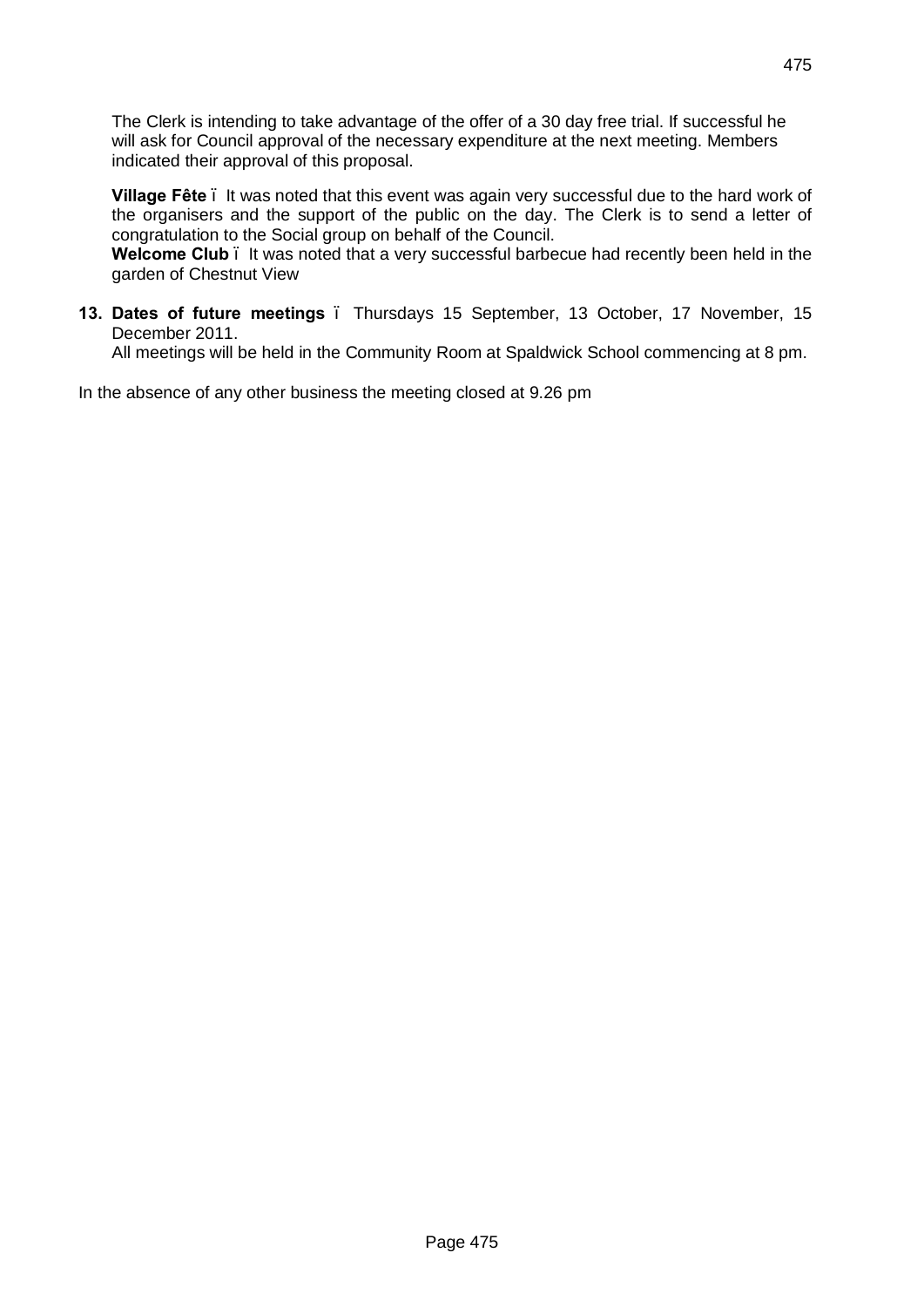The Clerk is intending to take advantage of the offer of a 30 day free trial. If successful he will ask for Council approval of the necessary expenditure at the next meeting. Members indicated their approval of this proposal.

**Village Fête** – It was noted that this event was again very successful due to the hard work of the organisers and the support of the public on the day. The Clerk is to send a letter of congratulation to the Social group on behalf of the Council.
**Welcome Club** – It was noted that a very successful barbecue had recently been held in the garden of Chestnut View

13. **Dates of future meetings** – Thursdays 15 September, 13 October, 17 November, 15 December 2011.
    All meetings will be held in the Community Room at Spaldwick School commencing at 8 pm.

In the absence of any other business the meeting closed at 9.26 pm